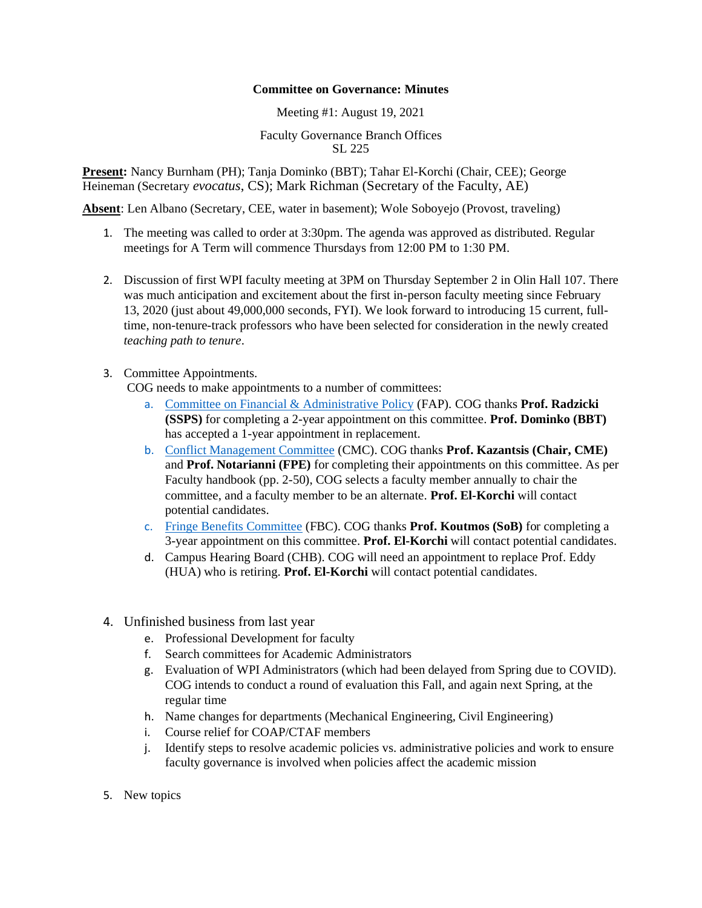**Committee on Governance: Minutes**

Meeting #1: August 19, 2021

Faculty Governance Branch Offices
SL 225

**Present:** Nancy Burnham (PH); Tanja Dominko (BBT); Tahar El-Korchi (Chair, CEE); George Heineman (Secretary *evocatus*, CS); Mark Richman (Secretary of the Faculty, AE)

**Absent**: Len Albano (Secretary, CEE, water in basement); Wole Soboyejo (Provost, traveling)

1. The meeting was called to order at 3:30pm. The agenda was approved as distributed. Regular meetings for A Term will commence Thursdays from 12:00 PM to 1:30 PM.

2. Discussion of first WPI faculty meeting at 3PM on Thursday September 2 in Olin Hall 107. There was much anticipation and excitement about the first in-person faculty meeting since February 13, 2020 (just about 49,000,000 seconds, FYI). We look forward to introducing 15 current, full-time, non-tenure-track professors who have been selected for consideration in the newly created *teaching path to tenure*.

3. Committee Appointments.
   COG needs to make appointments to a number of committees:
   a. Committee on Financial & Administrative Policy (FAP). COG thanks **Prof. Radzicki (SSPS)** for completing a 2-year appointment on this committee. **Prof. Dominko (BBT)** has accepted a 1-year appointment in replacement.
   b. Conflict Management Committee (CMC). COG thanks **Prof. Kazantsis (Chair, CME)** and **Prof. Notarianni (FPE)** for completing their appointments on this committee. As per Faculty handbook (pp. 2-50), COG selects a faculty member annually to chair the committee, and a faculty member to be an alternate. **Prof. El-Korchi** will contact potential candidates.
   c. Fringe Benefits Committee (FBC). COG thanks **Prof. Koutmos (SoB)** for completing a 3-year appointment on this committee. **Prof. El-Korchi** will contact potential candidates.
   d. Campus Hearing Board (CHB). COG will need an appointment to replace Prof. Eddy (HUA) who is retiring. **Prof. El-Korchi** will contact potential candidates.

4. Unfinished business from last year
   e. Professional Development for faculty
   f. Search committees for Academic Administrators
   g. Evaluation of WPI Administrators (which had been delayed from Spring due to COVID). COG intends to conduct a round of evaluation this Fall, and again next Spring, at the regular time
   h. Name changes for departments (Mechanical Engineering, Civil Engineering)
   i. Course relief for COAP/CTAF members
   j. Identify steps to resolve academic policies vs. administrative policies and work to ensure faculty governance is involved when policies affect the academic mission

5. New topics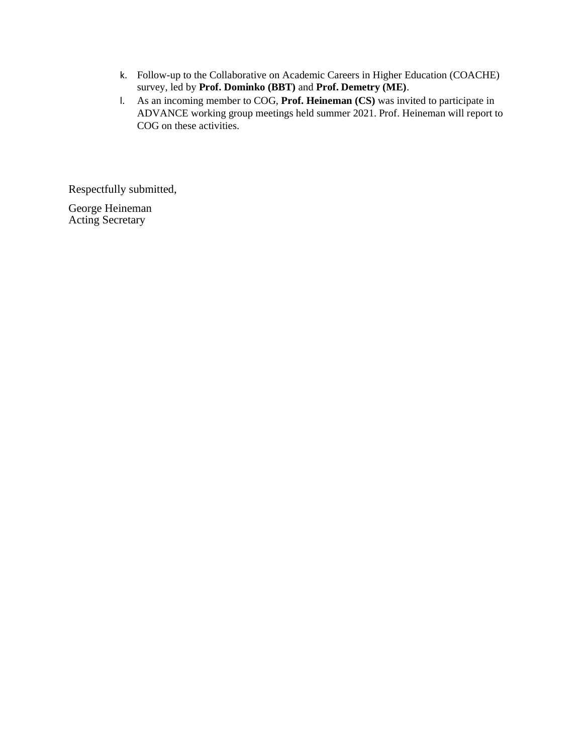k. Follow-up to the Collaborative on Academic Careers in Higher Education (COACHE) survey, led by **Prof. Dominko (BBT)** and **Prof. Demetry (ME)**.

l. As an incoming member to COG, **Prof. Heineman (CS)** was invited to participate in ADVANCE working group meetings held summer 2021. Prof. Heineman will report to COG on these activities.

Respectfully submitted,

George Heineman
Acting Secretary